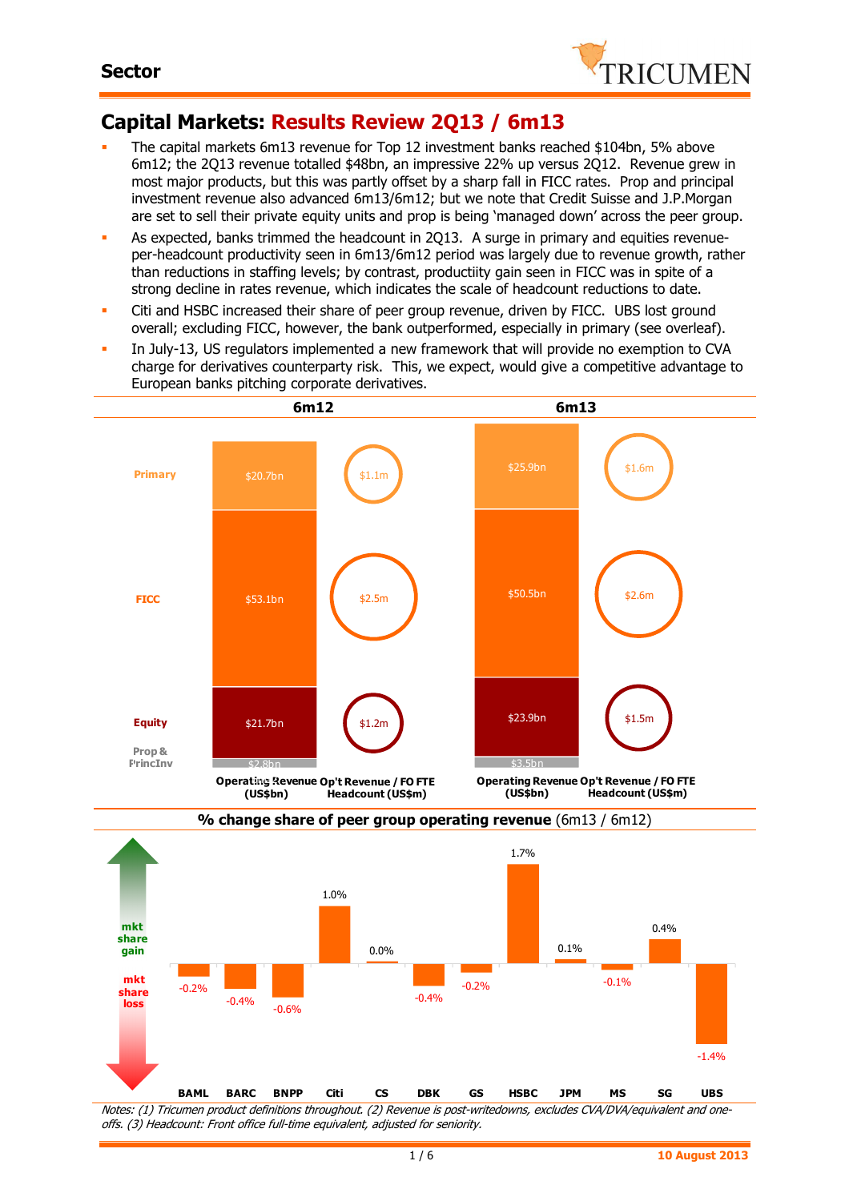## Sector

# Capital Markets: Results Review 2Q13 / 6m13

- The capital markets 6m13 revenue for Top 12 investment banks reached $104bn, 5% above 6m12; the 2Q13 revenue totalled $48bn, an impressive 22% up versus 2Q12. Revenue grew in most major products, but this was partly offset by a sharp fall in FICC rates. Prop and principal investment revenue also advanced 6m13/6m12; but we note that Credit Suisse and J.P.Morgan are set to sell their private equity units and prop is being 'managed down' across the peer group.
- As expected, banks trimmed the headcount in 2Q13. A surge in primary and equities revenue-per-headcount productivity seen in 6m13/6m12 period was largely due to revenue growth, rather than reductions in staffing levels; by contrast, productiity gain seen in FICC was in spite of a strong decline in rates revenue, which indicates the scale of headcount reductions to date.
- Citi and HSBC increased their share of peer group revenue, driven by FICC. UBS lost ground overall; excluding FICC, however, the bank outperformed, especially in primary (see overleaf).
- In July-13, US regulators implemented a new framework that will provide no exemption to CVA charge for derivatives counterparty risk. This, we expect, would give a competitive advantage to European banks pitching corporate derivatives.

| | 6m12 Operating Revenue (US$bn) | 6m12 Op't Revenue / FO FTE Headcount (US$m) | 6m13 Operating Revenue (US$bn) | 6m13 Op't Revenue / FO FTE Headcount (US$m) |
|---|---|---|---|---|
| Primary | $20.7bn | $1.1m | $25.9bn | $1.6m |
| FICC | $53.1bn | $2.5m | $50.5bn | $2.6m |
| Equity | $21.7bn | $1.2m | $23.9bn | $1.5m |
| Prop & PrincInv | $2.8bn | | $3.5bn | |

**% change share of peer group operating revenue** (6m13 / 6m12)

| BAML | BARC | BNPP | Citi | CS | DBK | GS | HSBC | JPM | MS | SG | UBS |
|---|---|---|---|---|---|---|---|---|---|---|---|
| -0.2% | -0.4% | -0.6% | 1.0% | 0.0% | -0.4% | -0.2% | 1.7% | 0.1% | -0.1% | 0.4% | -1.4% |

*Notes: (1) Tricumen product definitions throughout. (2) Revenue is post-writedowns, excludes CVA/DVA/equivalent and one-offs. (3) Headcount: Front office full-time equivalent, adjusted for seniority.*

10 August 2013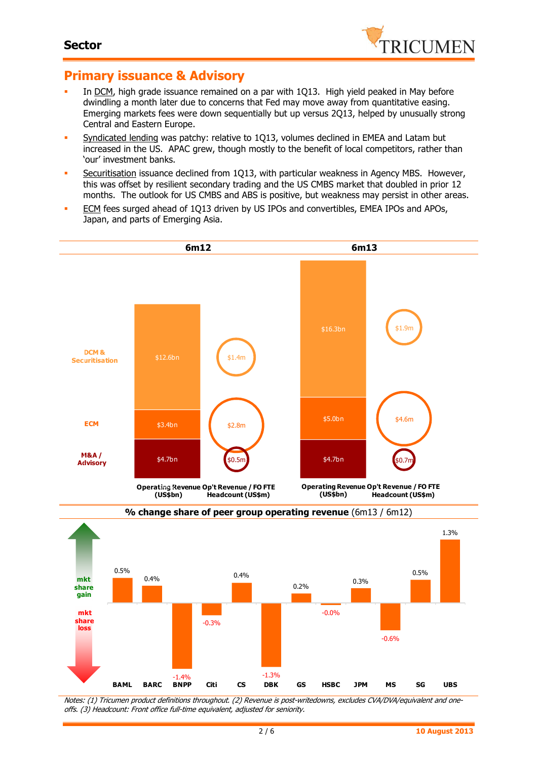## Primary issuance & Advisory

- In DCM, high grade issuance remained on a par with 1Q13. High yield peaked in May before dwindling a month later due to concerns that Fed may move away from quantitative easing. Emerging markets fees were down sequentially but up versus 2Q13, helped by unusually strong Central and Eastern Europe.
- Syndicated lending was patchy: relative to 1Q13, volumes declined in EMEA and Latam but increased in the US. APAC grew, though mostly to the benefit of local competitors, rather than 'our' investment banks.
- Securitisation issuance declined from 1Q13, with particular weakness in Agency MBS. However, this was offset by resilient secondary trading and the US CMBS market that doubled in prior 12 months. The outlook for US CMBS and ABS is positive, but weakness may persist in other areas.
- ECM fees surged ahead of 1Q13 driven by US IPOs and convertibles, EMEA IPOs and APOs, Japan, and parts of Emerging Asia.

| | 6m12 Operating Revenue (US$bn) | 6m12 Op't Revenue / FO FTE Headcount (US$m) | 6m13 Operating Revenue (US$bn) | 6m13 Op't Revenue / FO FTE Headcount (US$m) |
|---|---|---|---|---|
| DCM & Securitisation | $12.6bn | $1.4m | $16.3bn | $1.9m |
| ECM | $3.4bn | $2.8m | $5.0bn | $4.6m |
| M&A / Advisory | $4.7bn | $0.5m | $4.7bn | $0.7m |

**% change share of peer group operating revenue** (6m13 / 6m12)

| BAML | BARC | BNPP | Citi | CS | DBK | GS | HSBC | JPM | MS | SG | UBS |
|---|---|---|---|---|---|---|---|---|---|---|---|
| 0.5% | 0.4% | -1.4% | -0.3% | 0.4% | -1.3% | 0.2% | -0.0% | 0.3% | -0.6% | 0.5% | 1.3% |

*Notes: (1) Tricumen product definitions throughout. (2) Revenue is post-writedowns, excludes CVA/DVA/equivalent and one-offs. (3) Headcount: Front office full-time equivalent, adjusted for seniority.*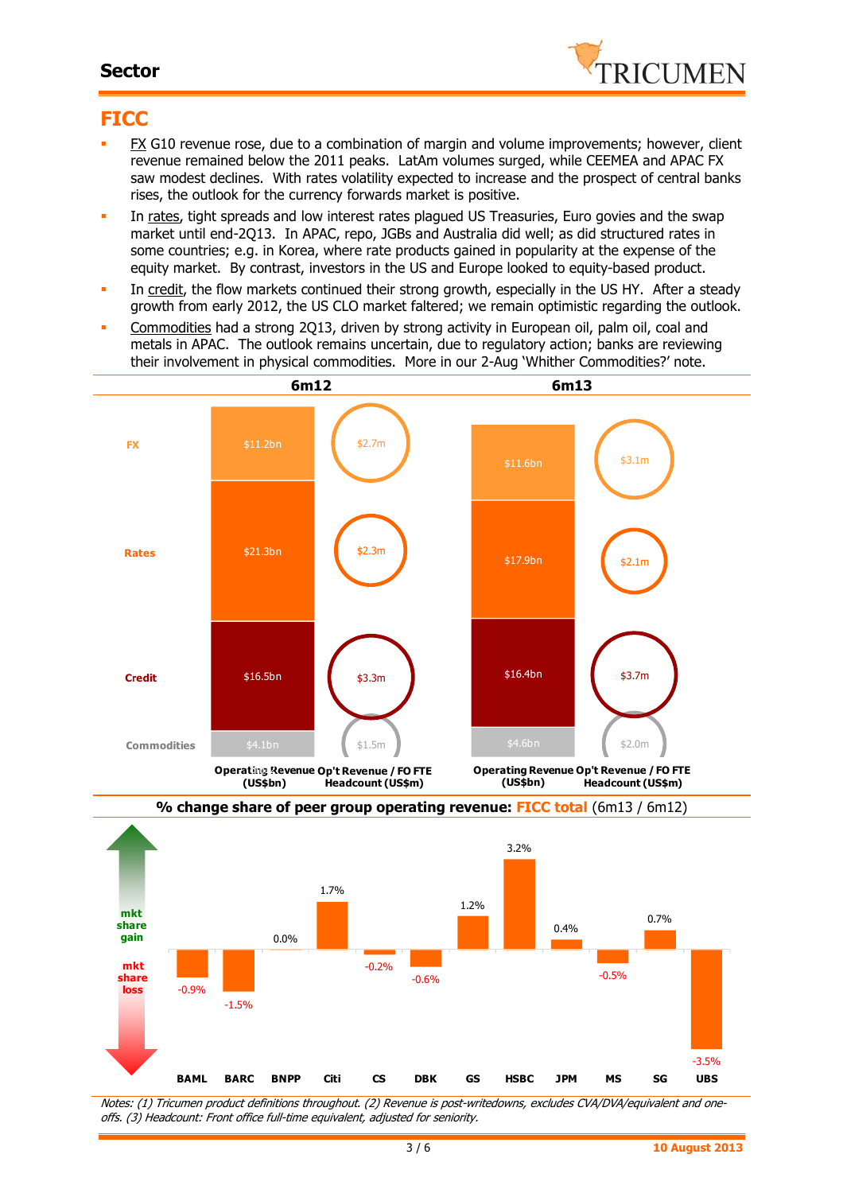# FICC

- FX G10 revenue rose, due to a combination of margin and volume improvements; however, client revenue remained below the 2011 peaks. LatAm volumes surged, while CEEMEA and APAC FX saw modest declines. With rates volatility expected to increase and the prospect of central banks rises, the outlook for the currency forwards market is positive.
- In rates, tight spreads and low interest rates plagued US Treasuries, Euro govies and the swap market until end-2Q13. In APAC, repo, JGBs and Australia did well; as did structured rates in some countries; e.g. in Korea, where rate products gained in popularity at the expense of the equity market. By contrast, investors in the US and Europe looked to equity-based product.
- In credit, the flow markets continued their strong growth, especially in the US HY. After a steady growth from early 2012, the US CLO market faltered; we remain optimistic regarding the outlook.
- Commodities had a strong 2Q13, driven by strong activity in European oil, palm oil, coal and metals in APAC. The outlook remains uncertain, due to regulatory action; banks are reviewing their involvement in physical commodities. More in our 2-Aug 'Whither Commodities?' note.

| | 6m12 Operating Revenue (US$bn) | 6m12 Op't Revenue / FO FTE Headcount (US$m) | 6m13 Operating Revenue (US$bn) | 6m13 Op't Revenue / FO FTE Headcount (US$m) |
|---|---|---|---|---|
| FX | $11.2bn | $2.7m | $11.6bn | $3.1m |
| Rates | $21.3bn | $2.3m | $17.9bn | $2.1m |
| Credit | $16.5bn | $3.3m | $16.4bn | $3.7m |
| Commodities | $4.1bn | $1.5m | $4.6bn | $2.0m |

**% change share of peer group operating revenue: FICC total (6m13 / 6m12)**

| BAML | BARC | BNPP | Citi | CS | DBK | GS | HSBC | JPM | MS | SG | UBS |
|---|---|---|---|---|---|---|---|---|---|---|---|
| -0.9% | -1.5% | 0.0% | 1.7% | -0.2% | -0.6% | 1.2% | 3.2% | 0.4% | -0.5% | 0.7% | -3.5% |

*Notes: (1) Tricumen product definitions throughout. (2) Revenue is post-writedowns, excludes CVA/DVA/equivalent and one-offs. (3) Headcount: Front office full-time equivalent, adjusted for seniority.*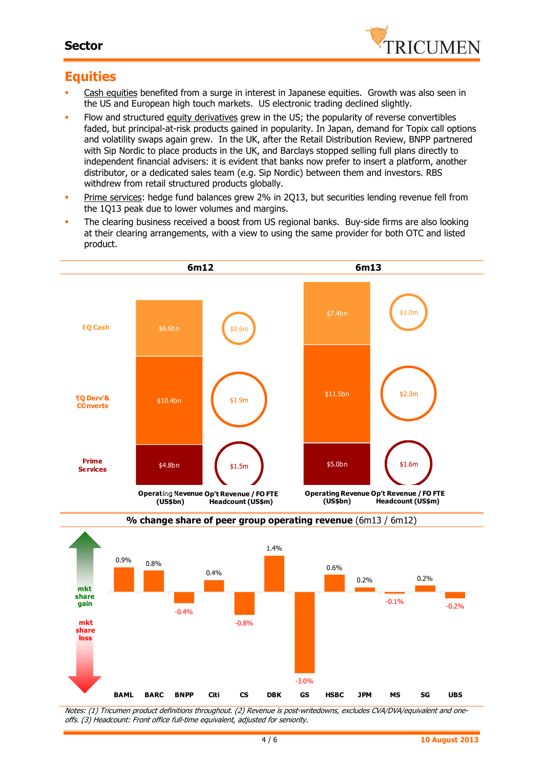## Equities

- Cash equities benefited from a surge in interest in Japanese equities. Growth was also seen in the US and European high touch markets. US electronic trading declined slightly.
- Flow and structured equity derivatives grew in the US; the popularity of reverse convertibles faded, but principal-at-risk products gained in popularity. In Japan, demand for Topix call options and volatility swaps again grew. In the UK, after the Retail Distribution Review, BNPP partnered with Sip Nordic to place products in the UK, and Barclays stopped selling full plans directly to independent financial advisers: it is evident that banks now prefer to insert a platform, another distributor, or a dedicated sales team (e.g. Sip Nordic) between them and investors. RBS withdrew from retail structured products globally.
- Prime services: hedge fund balances grew 2% in 2Q13, but securities lending revenue fell from the 1Q13 peak due to lower volumes and margins.
- The clearing business received a boost from US regional banks. Buy-side firms are also looking at their clearing arrangements, with a view to using the same provider for both OTC and listed product.

| | 6m12 Operating Revenue (US$bn) | 6m12 Op't Revenue / FO FTE Headcount (US$m) | 6m13 Operating Revenue (US$bn) | 6m13 Op't Revenue / FO FTE Headcount (US$m) |
|---|---|---|---|---|
| EQ Cash | $6.6bn | $0.6m | $7.4bn | $1.0m |
| EQ Derv'& COnverts | $10.4bn | $1.9m | $11.5bn | $2.3m |
| Prime Services | $4.8bn | $1.5m | $5.0bn | $1.6m |

**% change share of peer group operating revenue** (6m13 / 6m12)

| BAML | BARC | BNPP | Citi | CS | DBK | GS | HSBC | JPM | MS | SG | UBS |
|---|---|---|---|---|---|---|---|---|---|---|---|
| 0.9% | 0.8% | -0.4% | 0.4% | -0.8% | 1.4% | -3.0% | 0.6% | 0.2% | -0.1% | 0.2% | -0.2% |

*Notes: (1) Tricumen product definitions throughout. (2) Revenue is post-writedowns, excludes CVA/DVA/equivalent and one-offs. (3) Headcount: Front office full-time equivalent, adjusted for seniority.*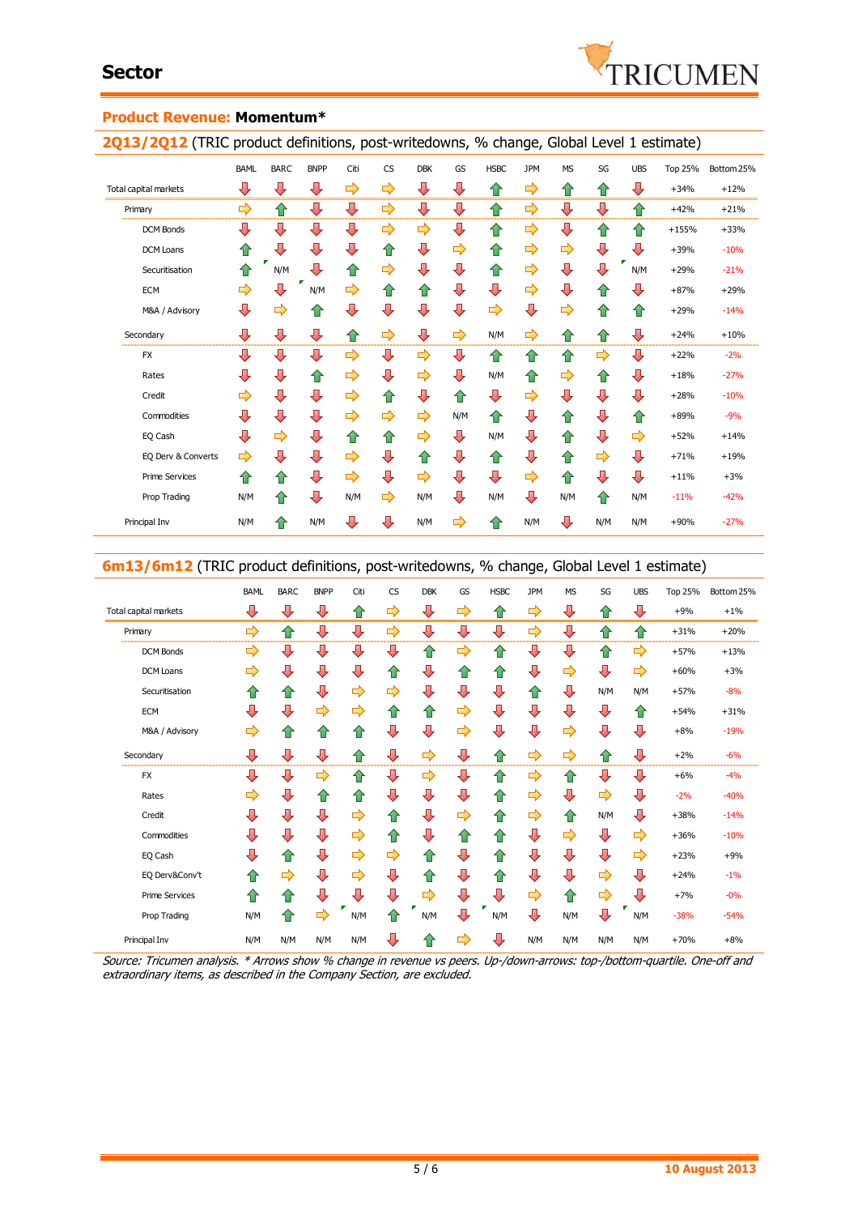# Sector

## Product Revenue: Momentum*

### 2Q13/2Q12 (TRIC product definitions, post-writedowns, % change, Global Level 1 estimate)

| | BAML | BARC | BNPP | Citi | CS | DBK | GS | HSBC | JPM | MS | SG | UBS | Top 25% | Bottom 25% |
|---|---|---|---|---|---|---|---|---|---|---|---|---|---|---|
| Total capital markets | ↓ | ↓ | ↓ | → | → | ↓ | ↓ | ↑ | → | ↑ | ↑ | ↓ | +34% | +12% |
| Primary | → | ↑ | ↓ | ↓ | → | ↓ | ↓ | ↑ | → | ↓ | ↓ | ↑ | +42% | +21% |
| DCM Bonds | ↓ | ↓ | ↓ | ↓ | → | ↓ | ↓ | ↑ | → | ↓ | ↑ | ↑ | +155% | +33% |
| DCM Loans | ↑ | ↓ | ↓ | ↓ | ↑ | ↓ | → | ↑ | → | → | ↓ | ↓ | +39% | -10% |
| Securitisation | ↑ | N/M | ↓ | ↑ | → | ↓ | ↓ | ↑ | → | ↓ | ↓ | N/M | +29% | -21% |
| ECM | → | ↓ | N/M | → | ↑ | ↑ | ↓ | ↓ | → | ↓ | ↑ | ↓ | +87% | +29% |
| M&A / Advisory | ↓ | → | ↑ | ↓ | ↓ | ↓ | ↓ | → | ↓ | → | ↑ | ↑ | +29% | -14% |
| Secondary | ↓ | ↓ | ↓ | ↑ | → | ↓ | → | N/M | → | ↑ | ↑ | ↓ | +24% | +10% |
| FX | ↓ | ↓ | ↓ | → | ↓ | → | ↓ | ↑ | ↑ | ↑ | → | ↓ | +22% | -2% |
| Rates | ↓ | ↓ | ↑ | → | ↓ | → | ↓ | N/M | ↑ | → | ↑ | ↓ | +18% | -27% |
| Credit | → | ↓ | ↓ | → | ↑ | ↓ | ↑ | ↓ | → | ↓ | ↓ | ↓ | +28% | -10% |
| Commodities | ↓ | ↓ | ↓ | → | → | → | N/M | ↑ | ↓ | ↑ | ↓ | ↑ | +89% | -9% |
| EQ Cash | ↓ | → | ↓ | ↑ | ↑ | → | ↓ | N/M | ↓ | ↑ | ↓ | → | +52% | +14% |
| EQ Derv & Converts | → | ↓ | ↓ | → | ↓ | ↑ | ↓ | ↑ | ↓ | ↑ | → | ↓ | +71% | +19% |
| Prime Services | ↑ | ↑ | ↓ | → | ↓ | → | ↓ | ↓ | → | ↑ | ↓ | ↓ | +11% | +3% |
| Prop Trading | N/M | ↑ | ↓ | N/M | → | N/M | ↓ | N/M | ↓ | N/M | ↑ | N/M | -11% | -42% |
| Principal Inv | N/M | ↑ | N/M | ↓ | ↓ | N/M | → | ↑ | N/M | ↓ | N/M | N/M | +90% | -27% |

### 6m13/6m12 (TRIC product definitions, post-writedowns, % change, Global Level 1 estimate)

| | BAML | BARC | BNPP | Citi | CS | DBK | GS | HSBC | JPM | MS | SG | UBS | Top 25% | Bottom 25% |
|---|---|---|---|---|---|---|---|---|---|---|---|---|---|---|
| Total capital markets | ↓ | ↓ | ↓ | ↑ | → | ↓ | → | ↑ | → | ↓ | ↑ | ↓ | +9% | +1% |
| Primary | → | ↑ | ↓ | ↓ | → | ↓ | ↓ | ↓ | → | ↓ | ↑ | ↑ | +31% | +20% |
| DCM Bonds | → | ↓ | ↓ | ↓ | ↓ | ↑ | → | ↑ | ↓ | ↓ | ↑ | → | +57% | +13% |
| DCM Loans | → | ↓ | ↓ | ↓ | ↑ | ↓ | ↑ | ↑ | ↓ | → | ↓ | → | +60% | +3% |
| Securitisation | ↑ | ↑ | ↓ | → | → | ↓ | ↓ | ↓ | ↑ | ↓ | N/M | N/M | +57% | -8% |
| ECM | ↓ | ↓ | → | → | ↑ | ↑ | → | ↓ | ↓ | ↓ | ↓ | ↑ | +54% | +31% |
| M&A / Advisory | → | ↑ | ↑ | ↑ | ↓ | ↓ | → | ↓ | ↓ | → | ↓ | ↓ | +8% | -19% |
| Secondary | ↓ | ↓ | ↓ | ↑ | ↓ | → | ↓ | ↑ | → | → | ↑ | ↓ | +2% | -6% |
| FX | ↓ | ↓ | → | ↑ | ↓ | → | ↓ | ↑ | ↓ | ↑ | ↓ | ↓ | +6% | -4% |
| Rates | → | ↓ | ↑ | ↑ | ↓ | ↓ | ↓ | ↑ | → | ↓ | → | ↓ | -2% | -40% |
| Credit | ↓ | ↓ | ↓ | → | ↑ | ↓ | → | ↑ | → | ↑ | N/M | ↓ | +38% | -14% |
| Commodities | ↓ | ↓ | ↓ | → | ↑ | ↓ | ↑ | ↑ | ↓ | → | ↓ | → | +36% | -10% |
| EQ Cash | ↓ | ↑ | ↓ | → | → | ↑ | ↓ | ↑ | ↓ | ↓ | ↓ | → | +23% | +9% |
| EQ Derv&Conv't | ↑ | → | ↓ | → | ↓ | ↑ | ↓ | ↑ | ↓ | ↓ | → | ↓ | +24% | -1% |
| Prime Services | ↑ | ↑ | ↓ | ↓ | ↓ | → | ↓ | ↓ | → | ↑ | → | ↓ | +7% | -0% |
| Prop Trading | N/M | ↑ | → | N/M | ↑ | N/M | ↓ | N/M | ↓ | N/M | ↓ | N/M | -38% | -54% |
| Principal Inv | N/M | N/M | N/M | N/M | ↓ | ↑ | → | ↓ | N/M | N/M | N/M | N/M | +70% | +8% |

*Source: Tricumen analysis. * Arrows show % change in revenue vs peers. Up-/down-arrows: top-/bottom-quartile. One-off and extraordinary items, as described in the Company Section, are excluded.*

10 August 2013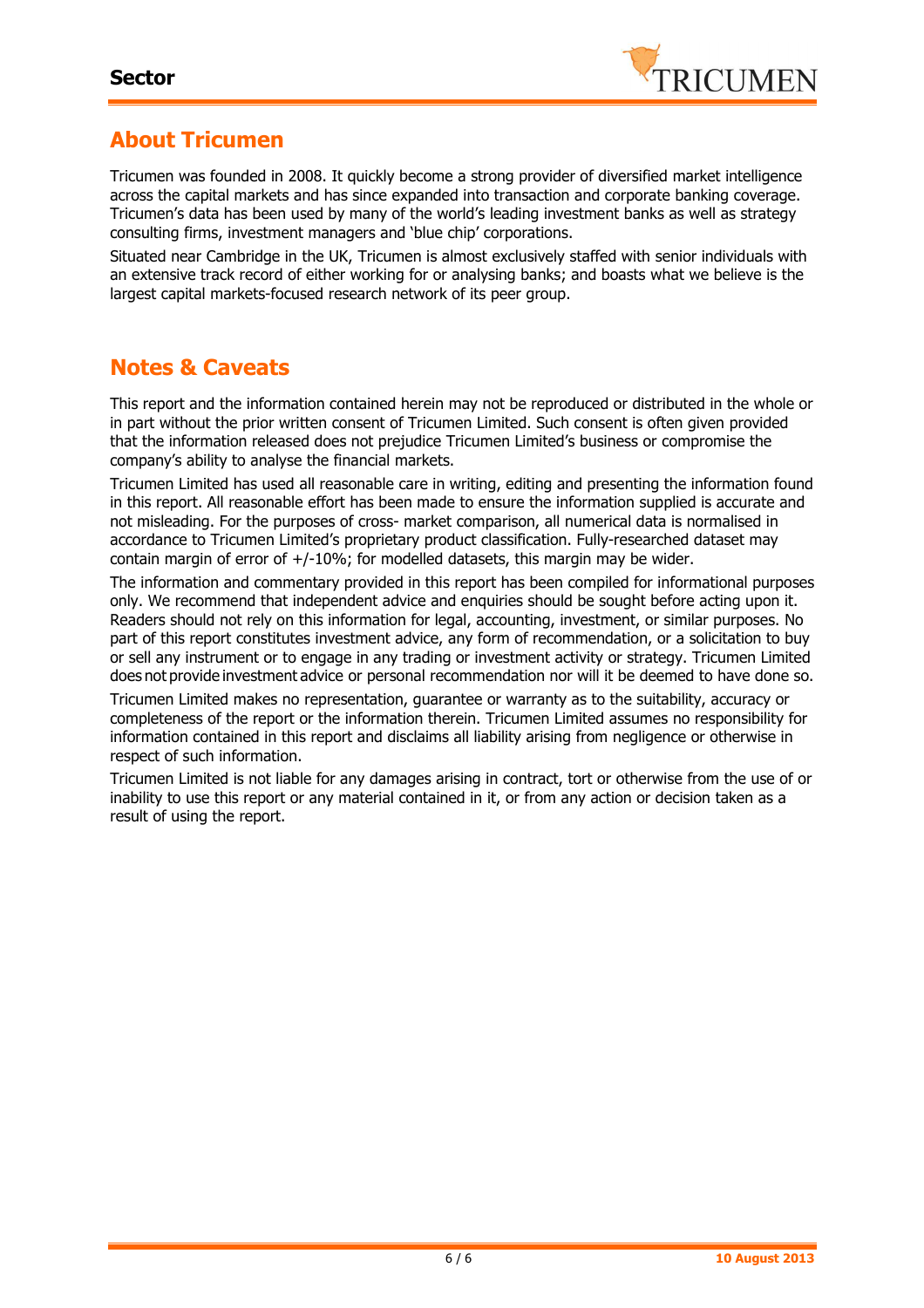## About Tricumen

Tricumen was founded in 2008. It quickly become a strong provider of diversified market intelligence across the capital markets and has since expanded into transaction and corporate banking coverage. Tricumen's data has been used by many of the world's leading investment banks as well as strategy consulting firms, investment managers and 'blue chip' corporations.

Situated near Cambridge in the UK, Tricumen is almost exclusively staffed with senior individuals with an extensive track record of either working for or analysing banks; and boasts what we believe is the largest capital markets-focused research network of its peer group.

## Notes & Caveats

This report and the information contained herein may not be reproduced or distributed in the whole or in part without the prior written consent of Tricumen Limited. Such consent is often given provided that the information released does not prejudice Tricumen Limited's business or compromise the company's ability to analyse the financial markets.

Tricumen Limited has used all reasonable care in writing, editing and presenting the information found in this report. All reasonable effort has been made to ensure the information supplied is accurate and not misleading. For the purposes of cross- market comparison, all numerical data is normalised in accordance to Tricumen Limited's proprietary product classification. Fully-researched dataset may contain margin of error of +/-10%; for modelled datasets, this margin may be wider.

The information and commentary provided in this report has been compiled for informational purposes only. We recommend that independent advice and enquiries should be sought before acting upon it. Readers should not rely on this information for legal, accounting, investment, or similar purposes. No part of this report constitutes investment advice, any form of recommendation, or a solicitation to buy or sell any instrument or to engage in any trading or investment activity or strategy. Tricumen Limited does not provide investment advice or personal recommendation nor will it be deemed to have done so.

Tricumen Limited makes no representation, guarantee or warranty as to the suitability, accuracy or completeness of the report or the information therein. Tricumen Limited assumes no responsibility for information contained in this report and disclaims all liability arising from negligence or otherwise in respect of such information.

Tricumen Limited is not liable for any damages arising in contract, tort or otherwise from the use of or inability to use this report or any material contained in it, or from any action or decision taken as a result of using the report.